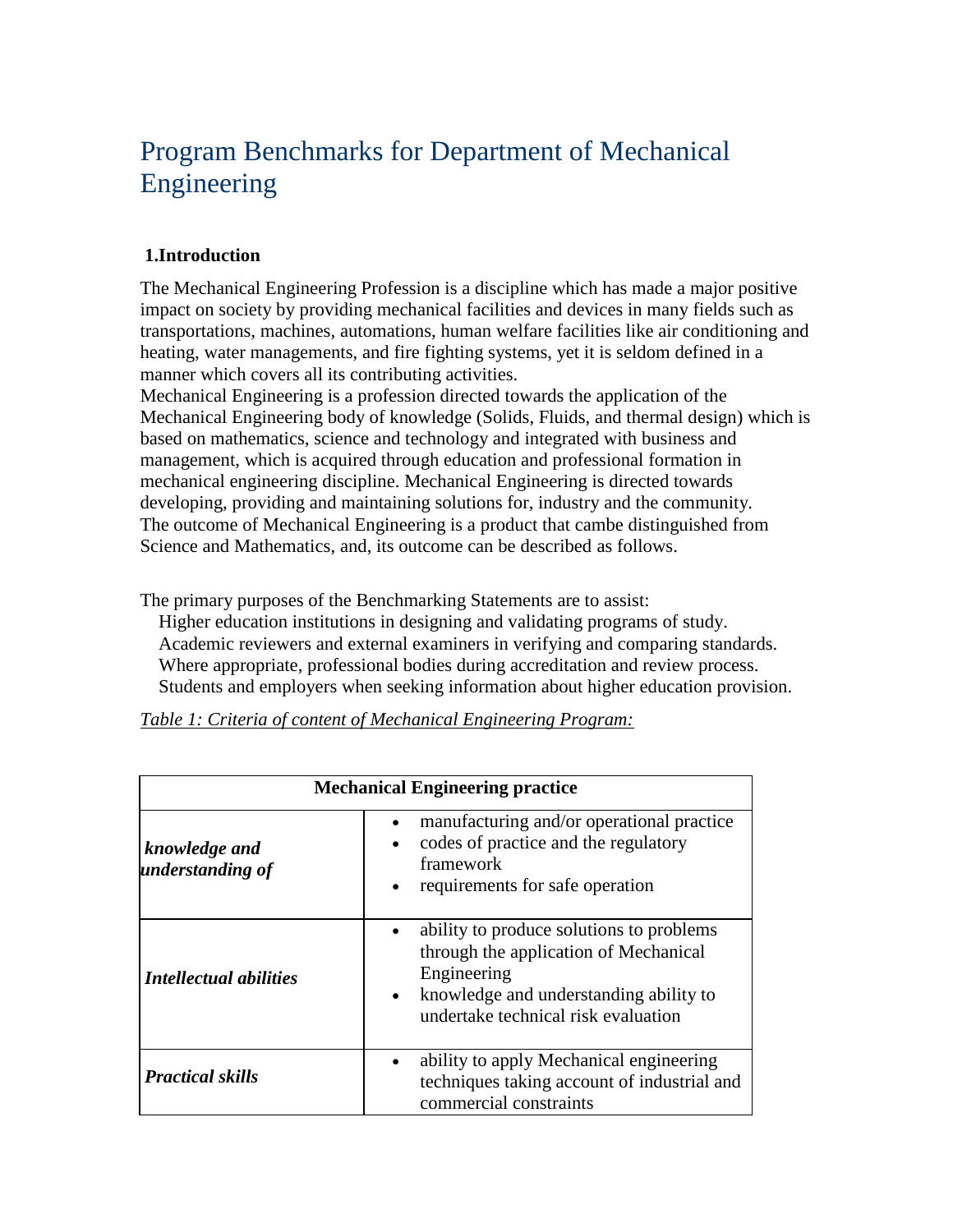# Program Benchmarks for Department of Mechanical Engineering

## 1.Introduction

The Mechanical Engineering Profession is a discipline which has made a major positive impact on society by providing mechanical facilities and devices in many fields such as transportations, machines, automations, human welfare facilities like air conditioning and heating, water managements, and fire fighting systems, yet it is seldom defined in a manner which covers all its contributing activities.

Mechanical Engineering is a profession directed towards the application of the Mechanical Engineering body of knowledge (Solids, Fluids, and thermal design) which is based on mathematics, science and technology and integrated with business and management, which is acquired through education and professional formation in mechanical engineering discipline. Mechanical Engineering is directed towards developing, providing and maintaining solutions for, industry and the community.

The outcome of Mechanical Engineering is a product that cambe distinguished from Science and Mathematics, and, its outcome can be described as follows.

The primary purposes of the Benchmarking Statements are to assist:

- Higher education institutions in designing and validating programs of study.
- Academic reviewers and external examiners in verifying and comparing standards.
- Where appropriate, professional bodies during accreditation and review process.
- Students and employers when seeking information about higher education provision.

*Table 1: Criteria of content of Mechanical Engineering Program:*

| **Mechanical Engineering practice** | |
|---|---|
| ***knowledge and understanding of*** | • manufacturing and/or operational practice<br>• codes of practice and the regulatory framework<br>• requirements for safe operation |
| ***Intellectual abilities*** | • ability to produce solutions to problems through the application of Mechanical Engineering<br>• knowledge and understanding ability to undertake technical risk evaluation |
| ***Practical skills*** | • ability to apply Mechanical engineering techniques taking account of industrial and commercial constraints |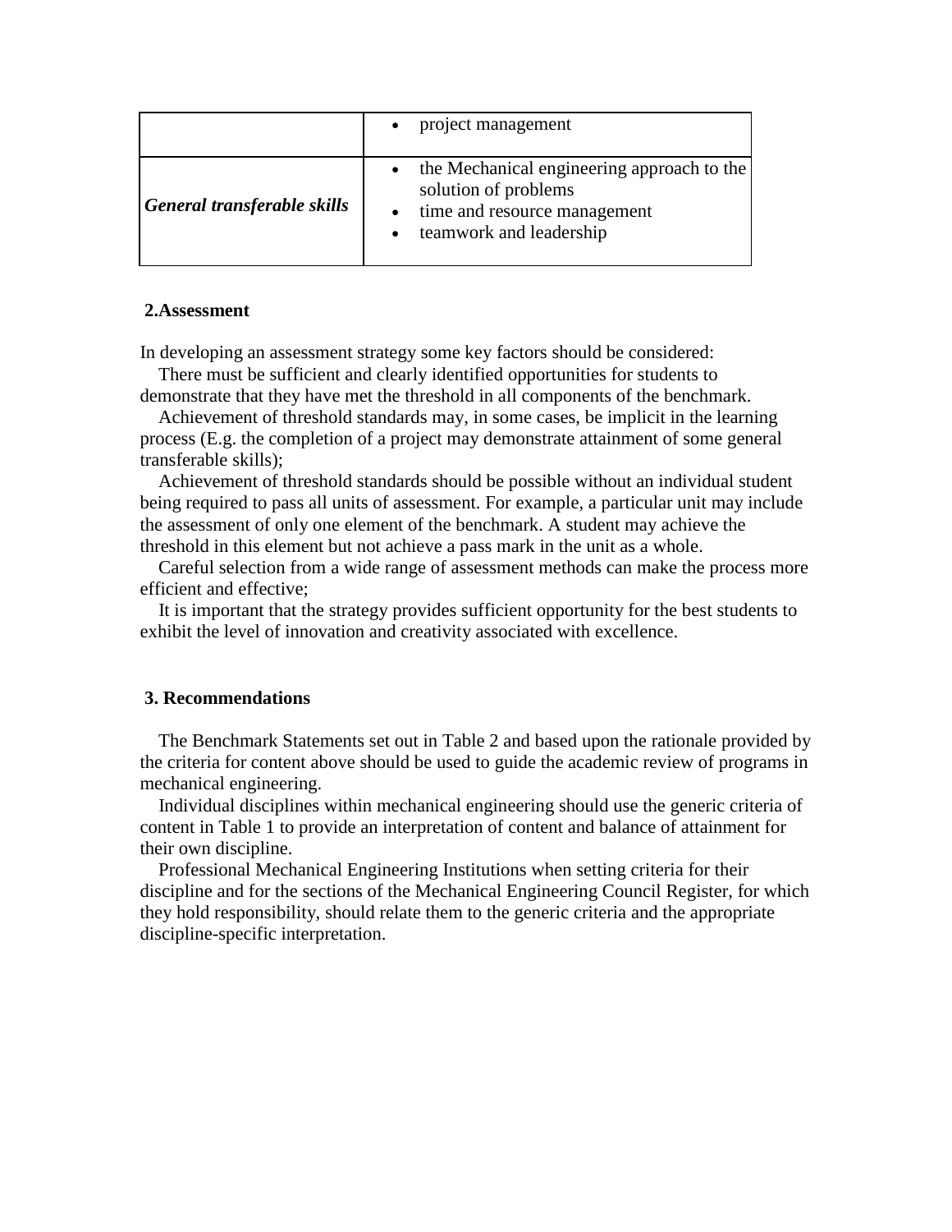| | |
|---|---|
| | • project management |
| ***General transferable skills*** | • the Mechanical engineering approach to the solution of problems<br>• time and resource management<br>• teamwork and leadership |

## 2.Assessment

In developing an assessment strategy some key factors should be considered:

There must be sufficient and clearly identified opportunities for students to demonstrate that they have met the threshold in all components of the benchmark.

Achievement of threshold standards may, in some cases, be implicit in the learning process (E.g. the completion of a project may demonstrate attainment of some general transferable skills);

Achievement of threshold standards should be possible without an individual student being required to pass all units of assessment. For example, a particular unit may include the assessment of only one element of the benchmark. A student may achieve the threshold in this element but not achieve a pass mark in the unit as a whole.

Careful selection from a wide range of assessment methods can make the process more efficient and effective;

It is important that the strategy provides sufficient opportunity for the best students to exhibit the level of innovation and creativity associated with excellence.

## 3. Recommendations

The Benchmark Statements set out in Table 2 and based upon the rationale provided by the criteria for content above should be used to guide the academic review of programs in mechanical engineering.

Individual disciplines within mechanical engineering should use the generic criteria of content in Table 1 to provide an interpretation of content and balance of attainment for their own discipline.

Professional Mechanical Engineering Institutions when setting criteria for their discipline and for the sections of the Mechanical Engineering Council Register, for which they hold responsibility, should relate them to the generic criteria and the appropriate discipline-specific interpretation.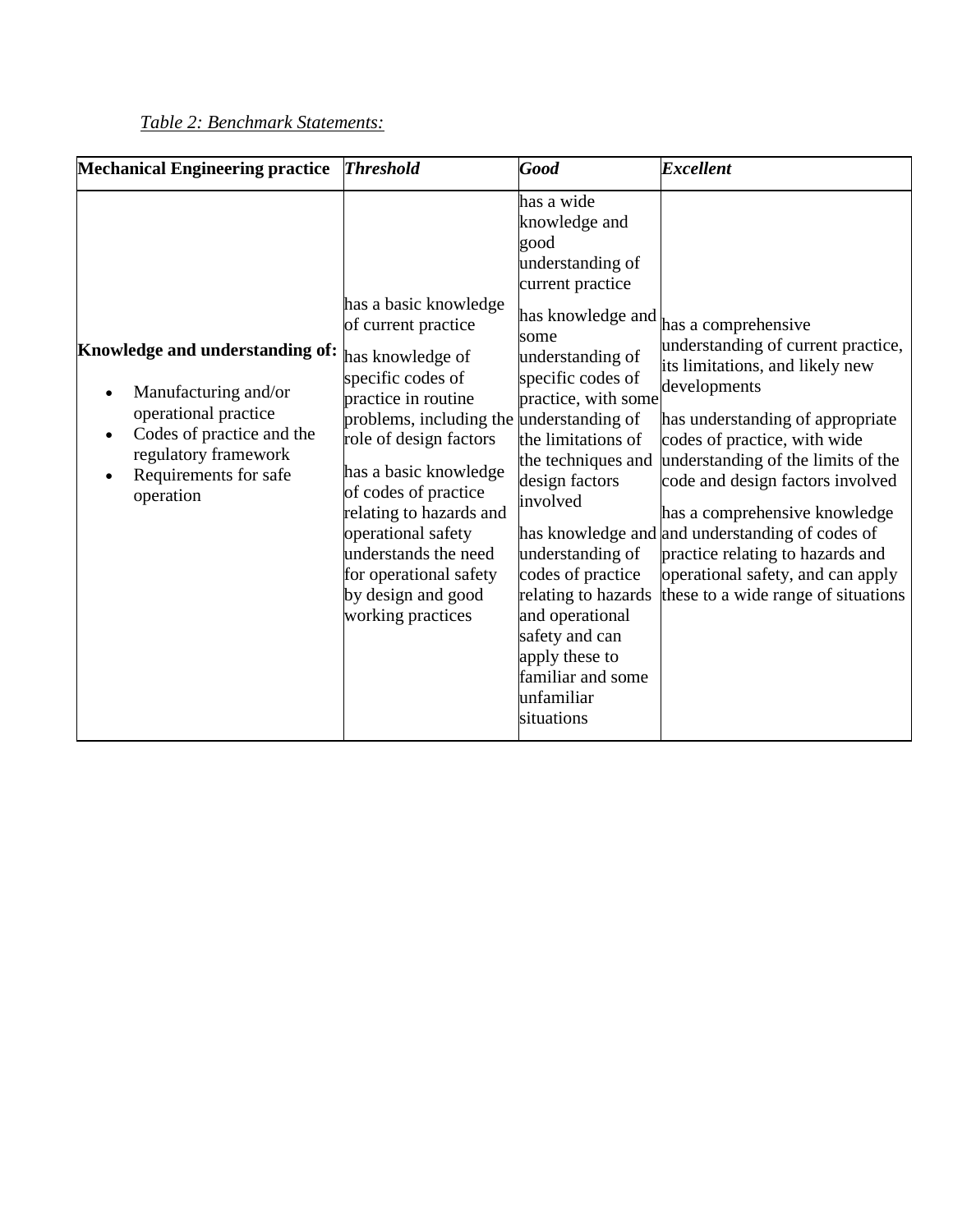*Table 2: Benchmark Statements:*

| **Mechanical Engineering practice** | ***Threshold*** | ***Good*** | ***Excellent*** |
|---|---|---|---|
| **Knowledge and understanding of:**<br>• Manufacturing and/or operational practice<br>• Codes of practice and the regulatory framework<br>• Requirements for safe operation | has a basic knowledge of current practice<br><br>has knowledge of specific codes of practice in routine problems, including the role of design factors<br><br>has a basic knowledge of codes of practice relating to hazards and operational safety understands the need for operational safety by design and good working practices | has a wide knowledge and good understanding of current practice<br><br>has knowledge and some understanding of specific codes of practice, with some understanding of the limitations of the techniques and design factors involved<br><br>has knowledge and understanding of codes of practice relating to hazards and operational safety and can apply these to familiar and some unfamiliar situations | has a comprehensive understanding of current practice, its limitations, and likely new developments<br><br>has understanding of appropriate codes of practice, with wide understanding of the limits of the code and design factors involved<br><br>has a comprehensive knowledge and understanding of codes of practice relating to hazards and operational safety, and can apply these to a wide range of situations |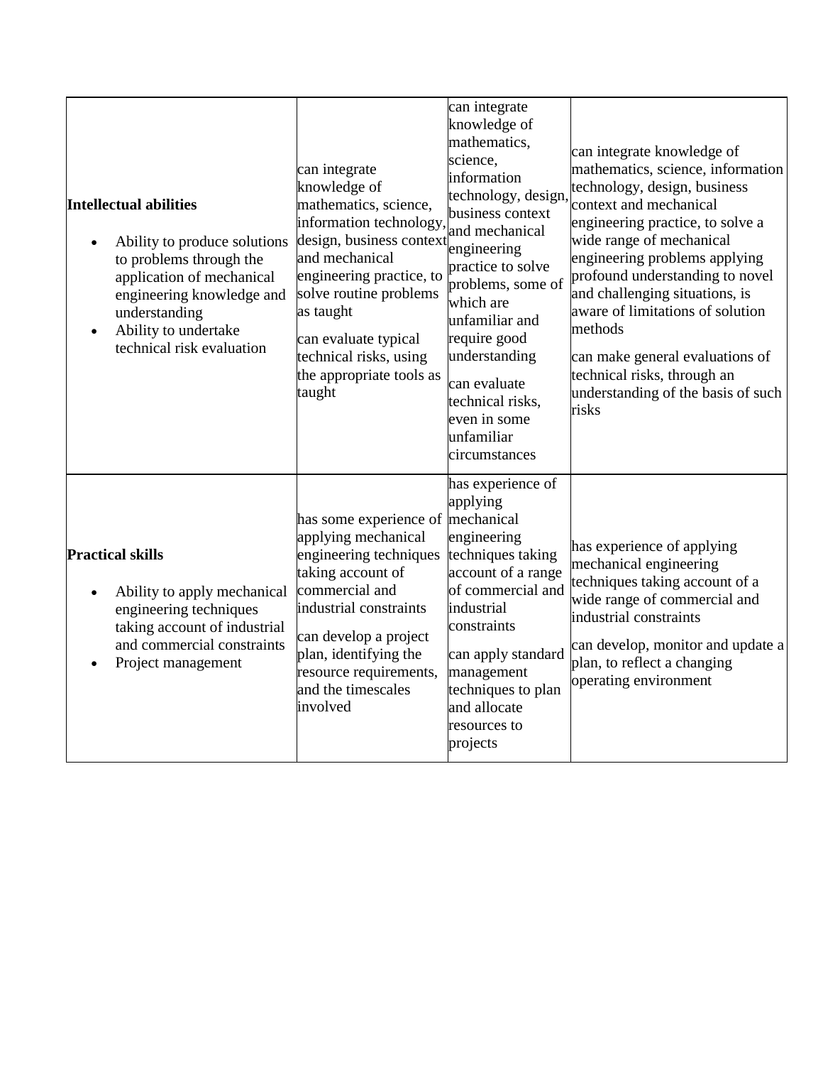| | | | |
|---|---|---|---|
| **Intellectual abilities**<br>• Ability to produce solutions to problems through the application of mechanical engineering knowledge and understanding<br>• Ability to undertake technical risk evaluation | can integrate knowledge of mathematics, science, information technology, design, business context and mechanical engineering practice, to solve routine problems as taught<br><br>can evaluate typical technical risks, using the appropriate tools as taught | can integrate knowledge of mathematics, science, information technology, design, business context and mechanical engineering practice to solve problems, some of which are unfamiliar and require good understanding<br><br>can evaluate technical risks, even in some unfamiliar circumstances | can integrate knowledge of mathematics, science, information technology, design, business context and mechanical engineering practice, to solve a wide range of mechanical engineering problems applying profound understanding to novel and challenging situations, is aware of limitations of solution methods<br><br>can make general evaluations of technical risks, through an understanding of the basis of such risks |
| **Practical skills**<br>• Ability to apply mechanical engineering techniques taking account of industrial and commercial constraints<br>• Project management | has some experience of applying mechanical engineering techniques taking account of commercial and industrial constraints<br><br>can develop a project plan, identifying the resource requirements, and the timescales involved | has experience of applying mechanical engineering techniques taking account of a range of commercial and industrial constraints<br><br>can apply standard management techniques to plan and allocate resources to projects | has experience of applying mechanical engineering techniques taking account of a wide range of commercial and industrial constraints<br><br>can develop, monitor and update a plan, to reflect a changing operating environment |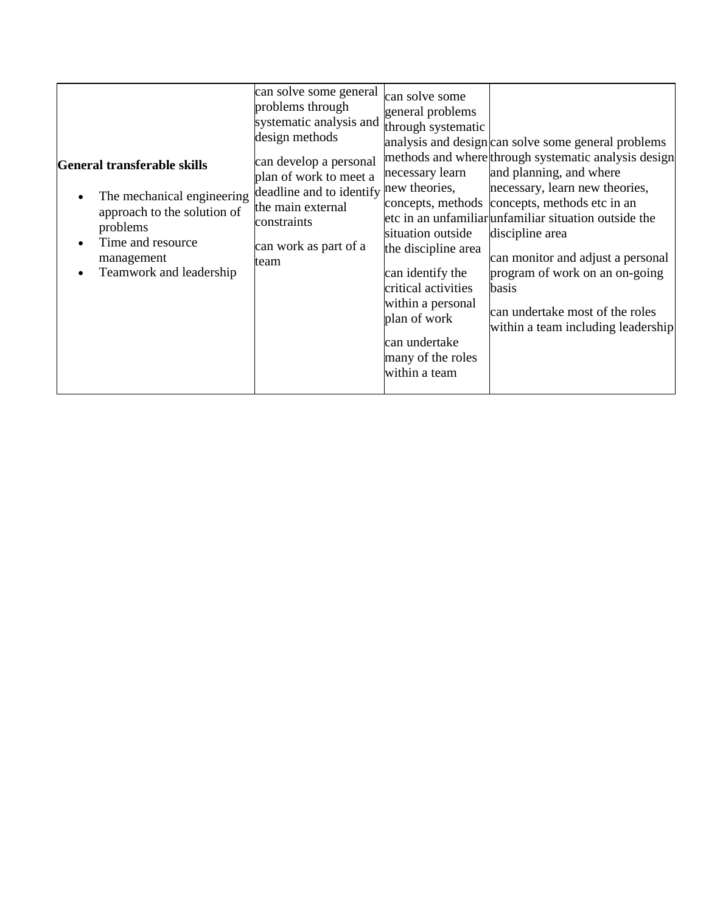| | | | |
|---|---|---|---|
| **General transferable skills**<br><br>• The mechanical engineering approach to the solution of problems<br>• Time and resource management<br>• Teamwork and leadership | can solve some general problems through systematic analysis and design methods<br><br>can develop a personal plan of work to meet a deadline and to identify the main external constraints<br><br>can work as part of a team | can solve some general problems through systematic analysis and design methods and where necessary learn new theories, concepts, methods etc in an unfamiliar situation outside the discipline area<br><br>can identify the critical activities within a personal plan of work<br><br>can undertake many of the roles within a team | can solve some general problems through systematic analysis design and planning, and where necessary, learn new theories, concepts, methods etc in an unfamiliar situation outside the discipline area<br><br>can monitor and adjust a personal program of work on an on-going basis<br><br>can undertake most of the roles within a team including leadership |